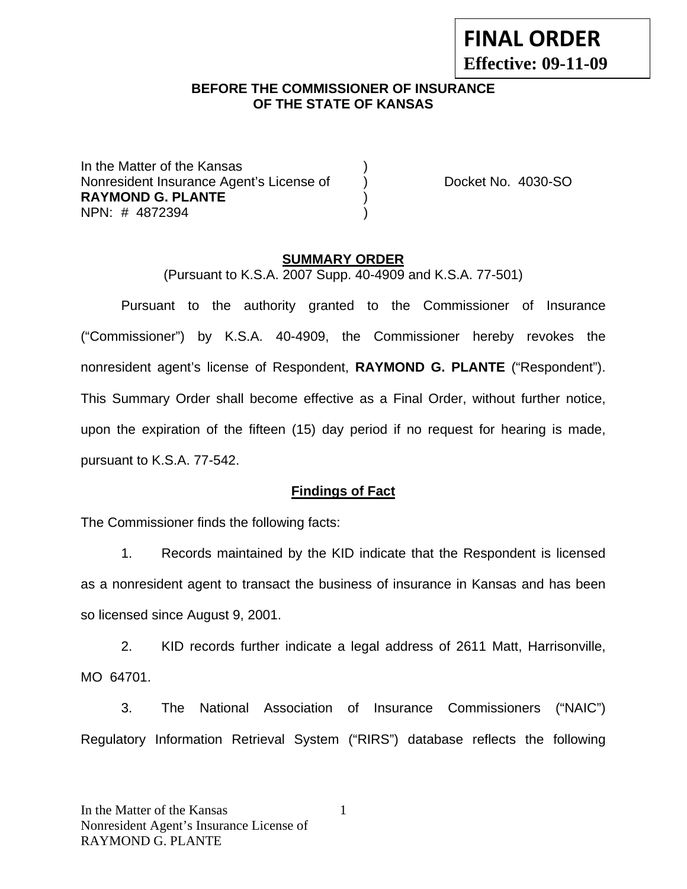**FINAL ORDER**
**Effective: 09-11-09**

**BEFORE THE COMMISSIONER OF INSURANCE**
**OF THE STATE OF KANSAS**

In the Matter of the Kansas )
Nonresident Insurance Agent's License of ) Docket No. 4030-SO
**RAYMOND G. PLANTE** )
NPN: # 4872394 )

## SUMMARY ORDER

(Pursuant to K.S.A. 2007 Supp. 40-4909 and K.S.A. 77-501)

Pursuant to the authority granted to the Commissioner of Insurance ("Commissioner") by K.S.A. 40-4909, the Commissioner hereby revokes the nonresident agent's license of Respondent, **RAYMOND G. PLANTE** ("Respondent"). This Summary Order shall become effective as a Final Order, without further notice, upon the expiration of the fifteen (15) day period if no request for hearing is made, pursuant to K.S.A. 77-542.

## Findings of Fact

The Commissioner finds the following facts:

1. Records maintained by the KID indicate that the Respondent is licensed as a nonresident agent to transact the business of insurance in Kansas and has been so licensed since August 9, 2001.

2. KID records further indicate a legal address of 2611 Matt, Harrisonville, MO 64701.

3. The National Association of Insurance Commissioners ("NAIC") Regulatory Information Retrieval System ("RIRS") database reflects the following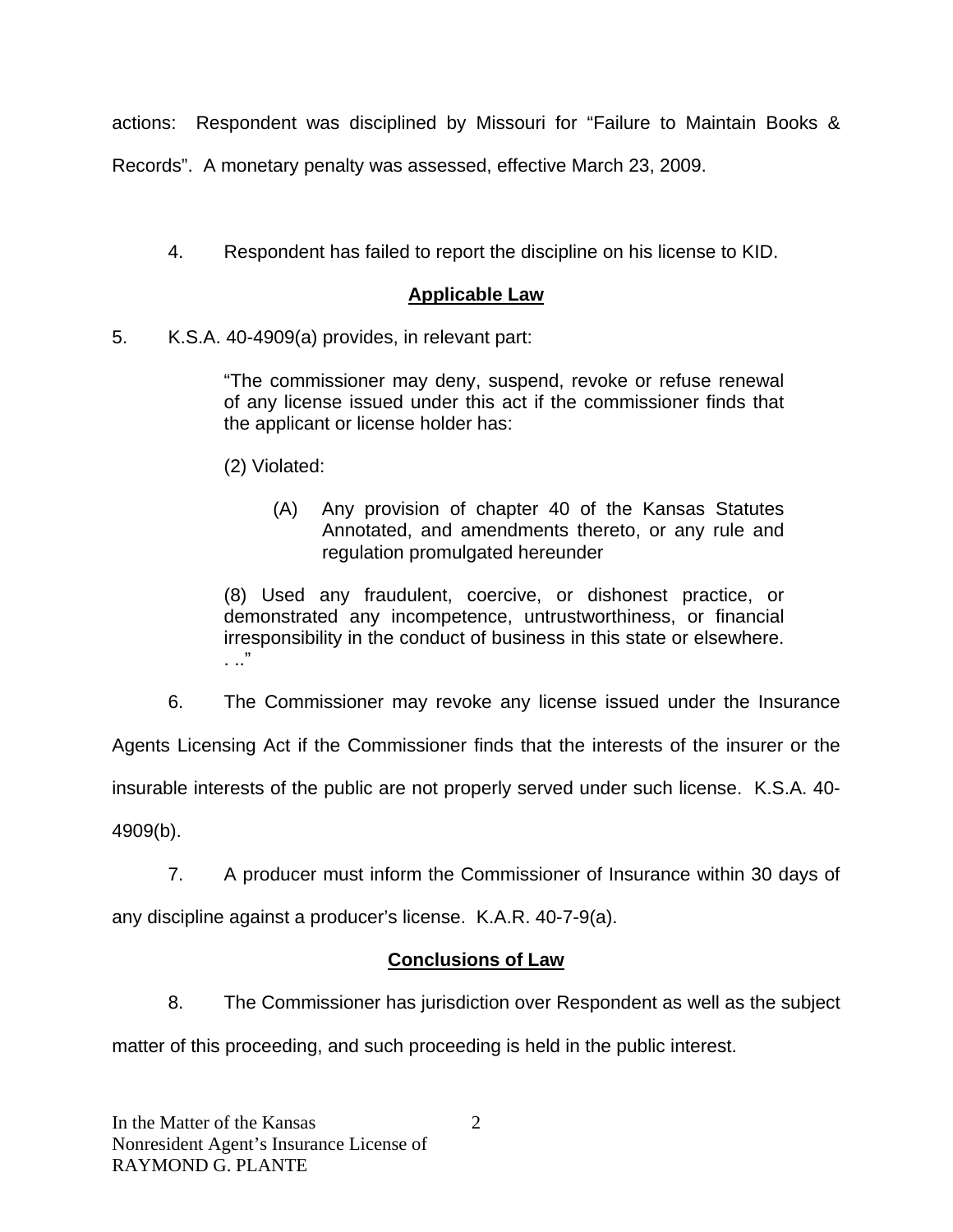actions: Respondent was disciplined by Missouri for "Failure to Maintain Books & Records". A monetary penalty was assessed, effective March 23, 2009.

4. Respondent has failed to report the discipline on his license to KID.

## Applicable Law

5. K.S.A. 40-4909(a) provides, in relevant part:

> "The commissioner may deny, suspend, revoke or refuse renewal of any license issued under this act if the commissioner finds that the applicant or license holder has:
>
> (2) Violated:
>
> (A) Any provision of chapter 40 of the Kansas Statutes Annotated, and amendments thereto, or any rule and regulation promulgated hereunder
>
> (8) Used any fraudulent, coercive, or dishonest practice, or demonstrated any incompetence, untrustworthiness, or financial irresponsibility in the conduct of business in this state or elsewhere. . .."

6. The Commissioner may revoke any license issued under the Insurance Agents Licensing Act if the Commissioner finds that the interests of the insurer or the insurable interests of the public are not properly served under such license. K.S.A. 40-4909(b).

7. A producer must inform the Commissioner of Insurance within 30 days of any discipline against a producer's license. K.A.R. 40-7-9(a).

## Conclusions of Law

8. The Commissioner has jurisdiction over Respondent as well as the subject matter of this proceeding, and such proceeding is held in the public interest.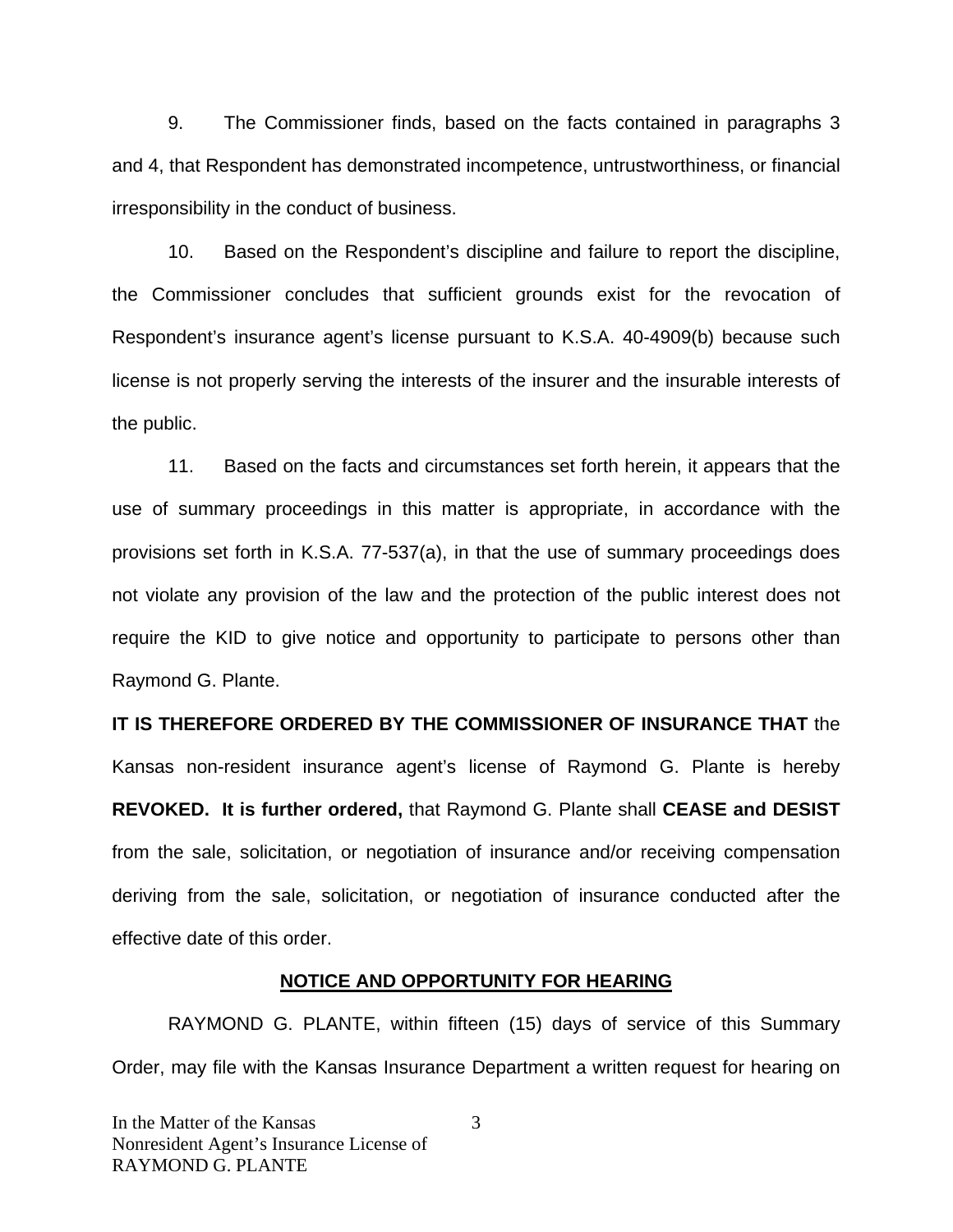9. The Commissioner finds, based on the facts contained in paragraphs 3 and 4, that Respondent has demonstrated incompetence, untrustworthiness, or financial irresponsibility in the conduct of business.

10. Based on the Respondent's discipline and failure to report the discipline, the Commissioner concludes that sufficient grounds exist for the revocation of Respondent's insurance agent's license pursuant to K.S.A. 40-4909(b) because such license is not properly serving the interests of the insurer and the insurable interests of the public.

11. Based on the facts and circumstances set forth herein, it appears that the use of summary proceedings in this matter is appropriate, in accordance with the provisions set forth in K.S.A. 77-537(a), in that the use of summary proceedings does not violate any provision of the law and the protection of the public interest does not require the KID to give notice and opportunity to participate to persons other than Raymond G. Plante.

**IT IS THEREFORE ORDERED BY THE COMMISSIONER OF INSURANCE THAT** the Kansas non-resident insurance agent's license of Raymond G. Plante is hereby **REVOKED. It is further ordered,** that Raymond G. Plante shall **CEASE and DESIST** from the sale, solicitation, or negotiation of insurance and/or receiving compensation deriving from the sale, solicitation, or negotiation of insurance conducted after the effective date of this order.

## NOTICE AND OPPORTUNITY FOR HEARING

RAYMOND G. PLANTE, within fifteen (15) days of service of this Summary Order, may file with the Kansas Insurance Department a written request for hearing on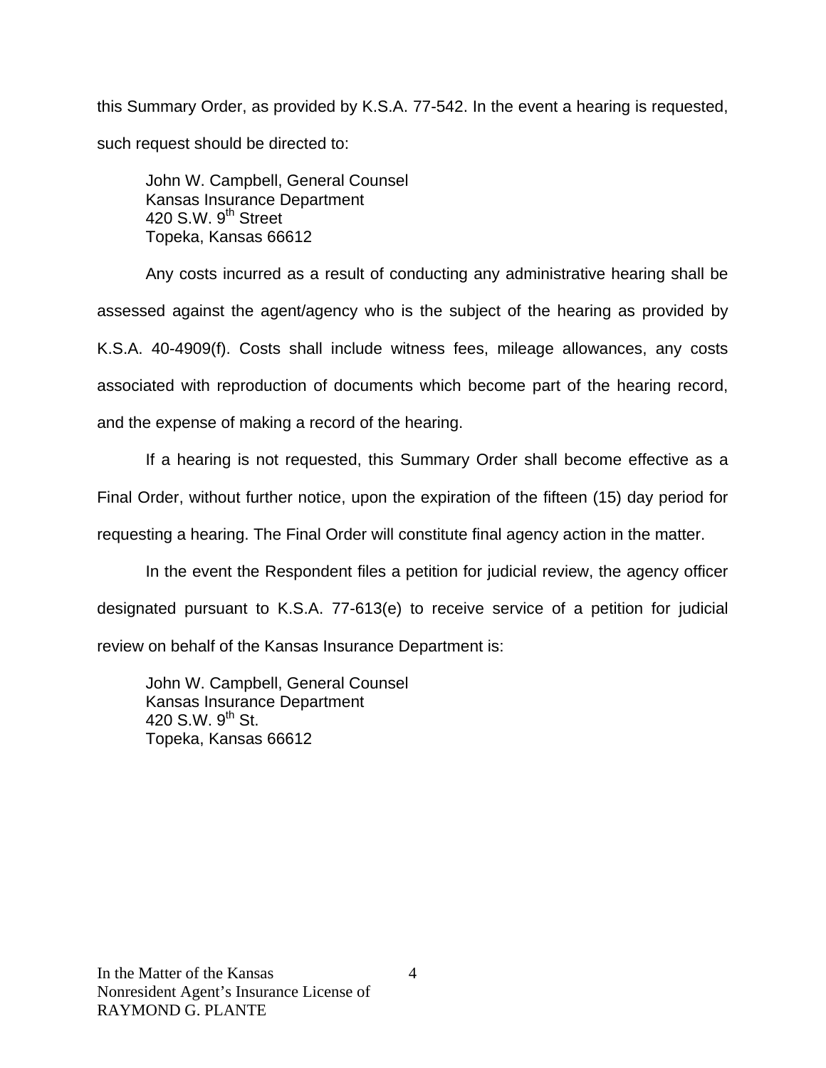this Summary Order, as provided by K.S.A. 77-542. In the event a hearing is requested, such request should be directed to:

John W. Campbell, General Counsel
Kansas Insurance Department
420 S.W. 9th Street
Topeka, Kansas 66612

Any costs incurred as a result of conducting any administrative hearing shall be assessed against the agent/agency who is the subject of the hearing as provided by K.S.A. 40-4909(f). Costs shall include witness fees, mileage allowances, any costs associated with reproduction of documents which become part of the hearing record, and the expense of making a record of the hearing.

If a hearing is not requested, this Summary Order shall become effective as a Final Order, without further notice, upon the expiration of the fifteen (15) day period for requesting a hearing. The Final Order will constitute final agency action in the matter.

In the event the Respondent files a petition for judicial review, the agency officer designated pursuant to K.S.A. 77-613(e) to receive service of a petition for judicial review on behalf of the Kansas Insurance Department is:

John W. Campbell, General Counsel
Kansas Insurance Department
420 S.W. 9th St.
Topeka, Kansas 66612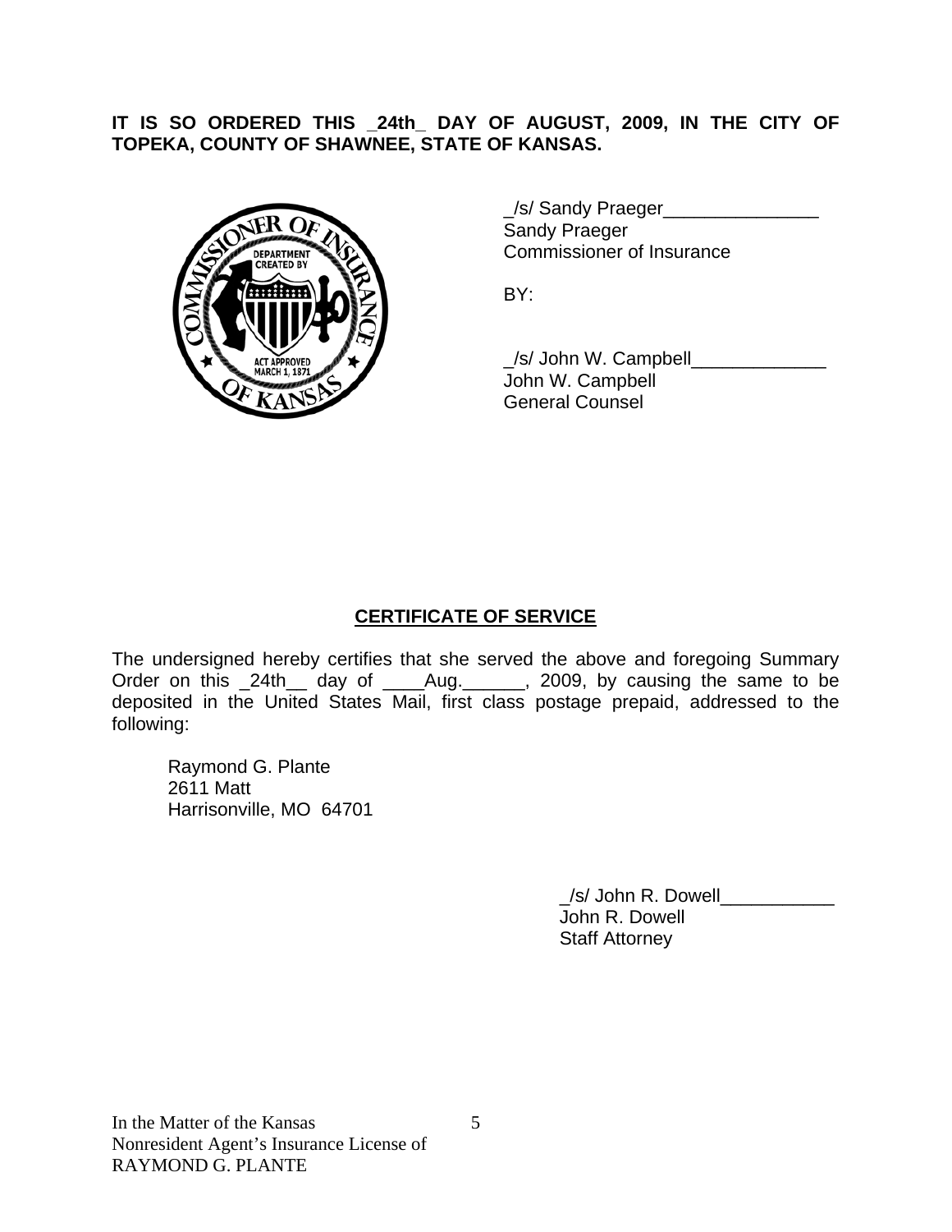**IT IS SO ORDERED THIS _24th_ DAY OF AUGUST, 2009, IN THE CITY OF TOPEKA, COUNTY OF SHAWNEE, STATE OF KANSAS.**

_/s/ Sandy Praeger_______________
Sandy Praeger
Commissioner of Insurance

BY:

_/s/ John W. Campbell_____________
John W. Campbell
General Counsel

## CERTIFICATE OF SERVICE

The undersigned hereby certifies that she served the above and foregoing Summary Order on this _24th__ day of ____Aug.______, 2009, by causing the same to be deposited in the United States Mail, first class postage prepaid, addressed to the following:

Raymond G. Plante
2611 Matt
Harrisonville, MO 64701

_/s/ John R. Dowell___________
John R. Dowell
Staff Attorney

In the Matter of the Kansas
Nonresident Agent's Insurance License of
RAYMOND G. PLANTE